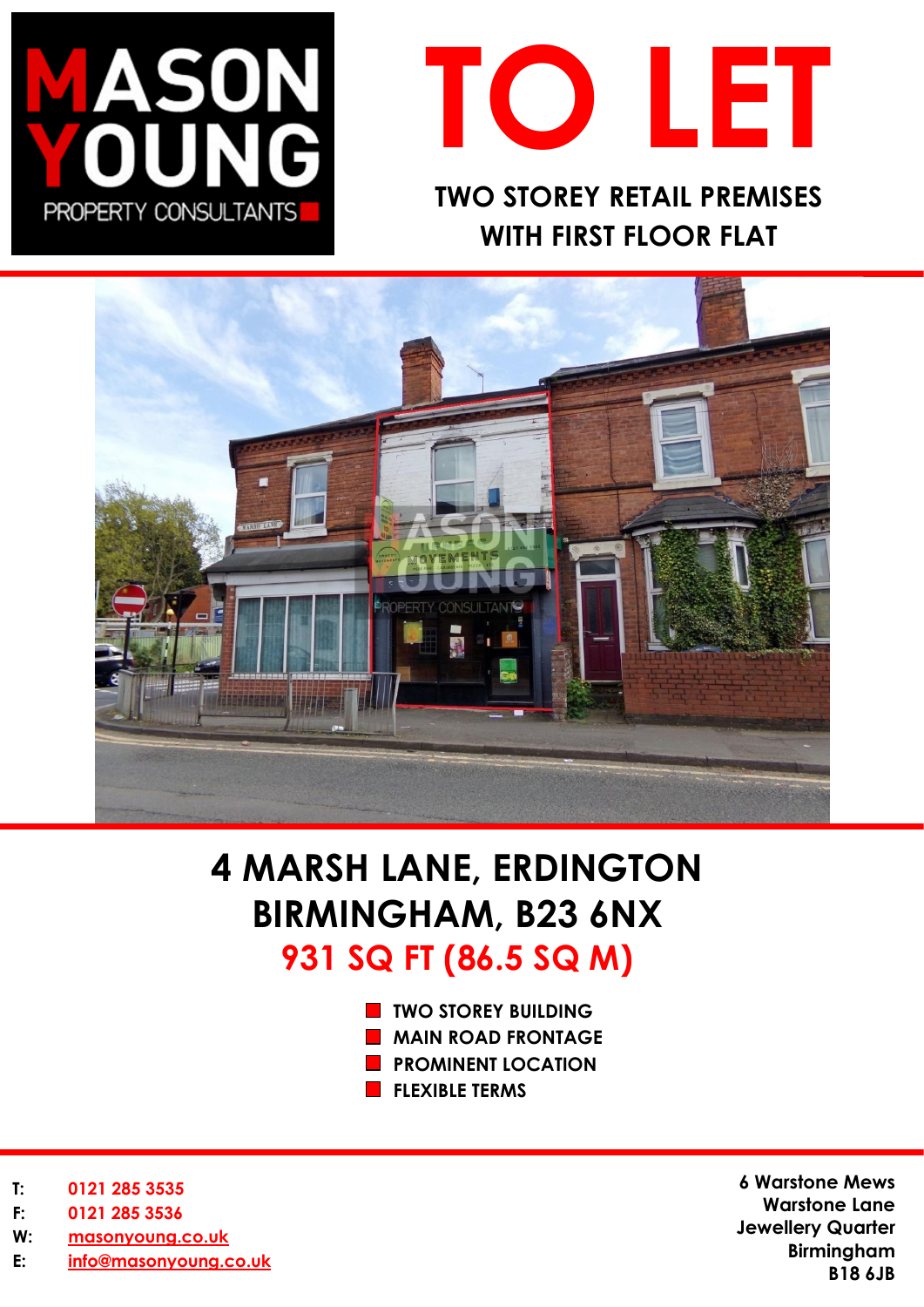MASON YOUNG
PROPERTY CONSULTANTS

# TO LET

## TWO STOREY RETAIL PREMISES WITH FIRST FLOOR FLAT

# 4 MARSH LANE, ERDINGTON BIRMINGHAM, B23 6NX

## 931 SQ FT (86.5 SQ M)

- TWO STOREY BUILDING
- MAIN ROAD FRONTAGE
- PROMINENT LOCATION
- FLEXIBLE TERMS

T: 0121 285 3535
F: 0121 285 3536
W: masonyoung.co.uk
E: info@masonyoung.co.uk

6 Warstone Mews
Warstone Lane
Jewellery Quarter
Birmingham
B18 6JB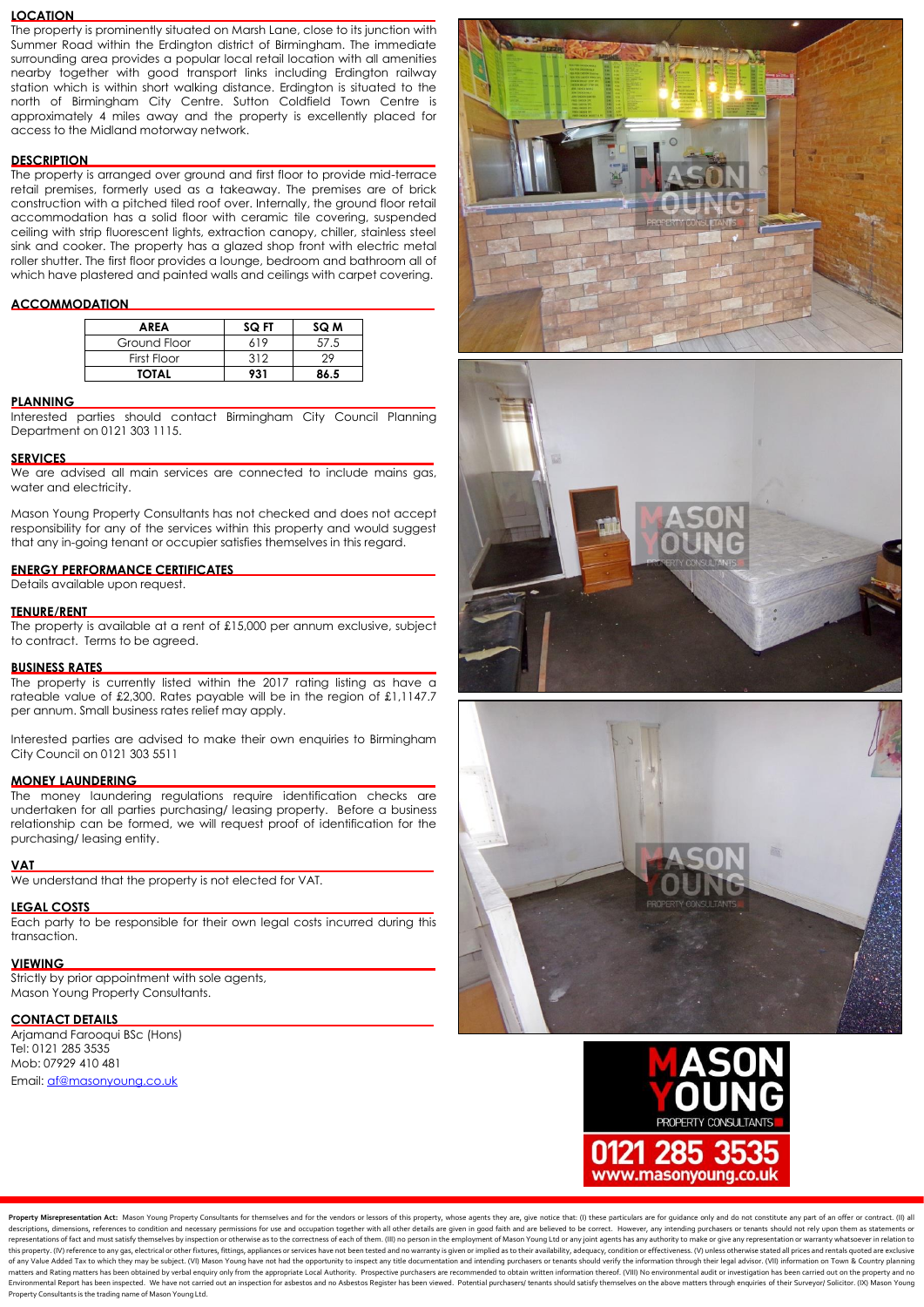## LOCATION

The property is prominently situated on Marsh Lane, close to its junction with Summer Road within the Erdington district of Birmingham. The immediate surrounding area provides a popular local retail location with all amenities nearby together with good transport links including Erdington railway station which is within short walking distance. Erdington is situated to the north of Birmingham City Centre. Sutton Coldfield Town Centre is approximately 4 miles away and the property is excellently placed for access to the Midland motorway network.

## DESCRIPTION

The property is arranged over ground and first floor to provide mid-terrace retail premises, formerly used as a takeaway. The premises are of brick construction with a pitched tiled roof over. Internally, the ground floor retail accommodation has a solid floor with ceramic tile covering, suspended ceiling with strip fluorescent lights, extraction canopy, chiller, stainless steel sink and cooker. The property has a glazed shop front with electric metal roller shutter. The first floor provides a lounge, bedroom and bathroom all of which have plastered and painted walls and ceilings with carpet covering.

## ACCOMMODATION

| AREA | SQ FT | SQ M |
|---|---|---|
| Ground Floor | 619 | 57.5 |
| First Floor | 312 | 29 |
| **TOTAL** | **931** | **86.5** |

## PLANNING

Interested parties should contact Birmingham City Council Planning Department on 0121 303 1115.

## SERVICES

We are advised all main services are connected to include mains gas, water and electricity.

Mason Young Property Consultants has not checked and does not accept responsibility for any of the services within this property and would suggest that any in-going tenant or occupier satisfies themselves in this regard.

## ENERGY PERFORMANCE CERTIFICATES

Details available upon request.

## TENURE/RENT

The property is available at a rent of £15,000 per annum exclusive, subject to contract. Terms to be agreed.

## BUSINESS RATES

The property is currently listed within the 2017 rating listing as have a rateable value of £2,300. Rates payable will be in the region of £1,1147.7 per annum. Small business rates relief may apply.

Interested parties are advised to make their own enquiries to Birmingham City Council on 0121 303 5511

## MONEY LAUNDERING

The money laundering regulations require identification checks are undertaken for all parties purchasing/ leasing property. Before a business relationship can be formed, we will request proof of identification for the purchasing/ leasing entity.

## VAT

We understand that the property is not elected for VAT.

## LEGAL COSTS

Each party to be responsible for their own legal costs incurred during this transaction.

## VIEWING

Strictly by prior appointment with sole agents,
Mason Young Property Consultants.

## CONTACT DETAILS

Arjamand Farooqui BSc (Hons)
Tel: 0121 285 3535
Mob: 07929 410 481
Email: af@masonyoung.co.uk

MASON YOUNG PROPERTY CONSULTANTS
0121 285 3535
www.masonyoung.co.uk

**Property Misrepresentation Act:** Mason Young Property Consultants for themselves and for the vendors or lessors of this property, whose agents they are, give notice that: (I) these particulars are for guidance only and do not constitute any part of an offer or contract. (II) all descriptions, dimensions, references to condition and necessary permissions for use and occupation together with all other details are given in good faith and are believed to be correct. However, any intending purchasers or tenants should not rely upon them as statements or representations of fact and must satisfy themselves by inspection or otherwise as to the correctness of each of them. (III) no person in the employment of Mason Young Ltd or any joint agents has any authority to make or give any representation or warranty whatsoever in relation to this property. (IV) reference to any gas, electrical or other fixtures, fittings, appliances or services have not been tested and no warranty is given or implied as to their availability, adequacy, condition or effectiveness. (V) unless otherwise stated all prices and rentals quoted are exclusive of any Value Added Tax to which they may be subject. (VI) Mason Young have not had the opportunity to inspect any title documentation and intending purchasers or tenants should verify the information through their legal advisor. (VII) information on Town & Country planning matters and Rating matters has been obtained by verbal enquiry only from the appropriate Local Authority. Prospective purchasers are recommended to obtain written information thereof. (VIII) No environmental audit or investigation has been carried out on the property and no Environmental Report has been inspected. We have not carried out an inspection for asbestos and no Asbestos Register has been viewed. Potential purchasers/ tenants should satisfy themselves on the above matters through enquiries of their Surveyor/ Solicitor. (IX) Mason Young Property Consultants is the trading name of Mason Young Ltd.